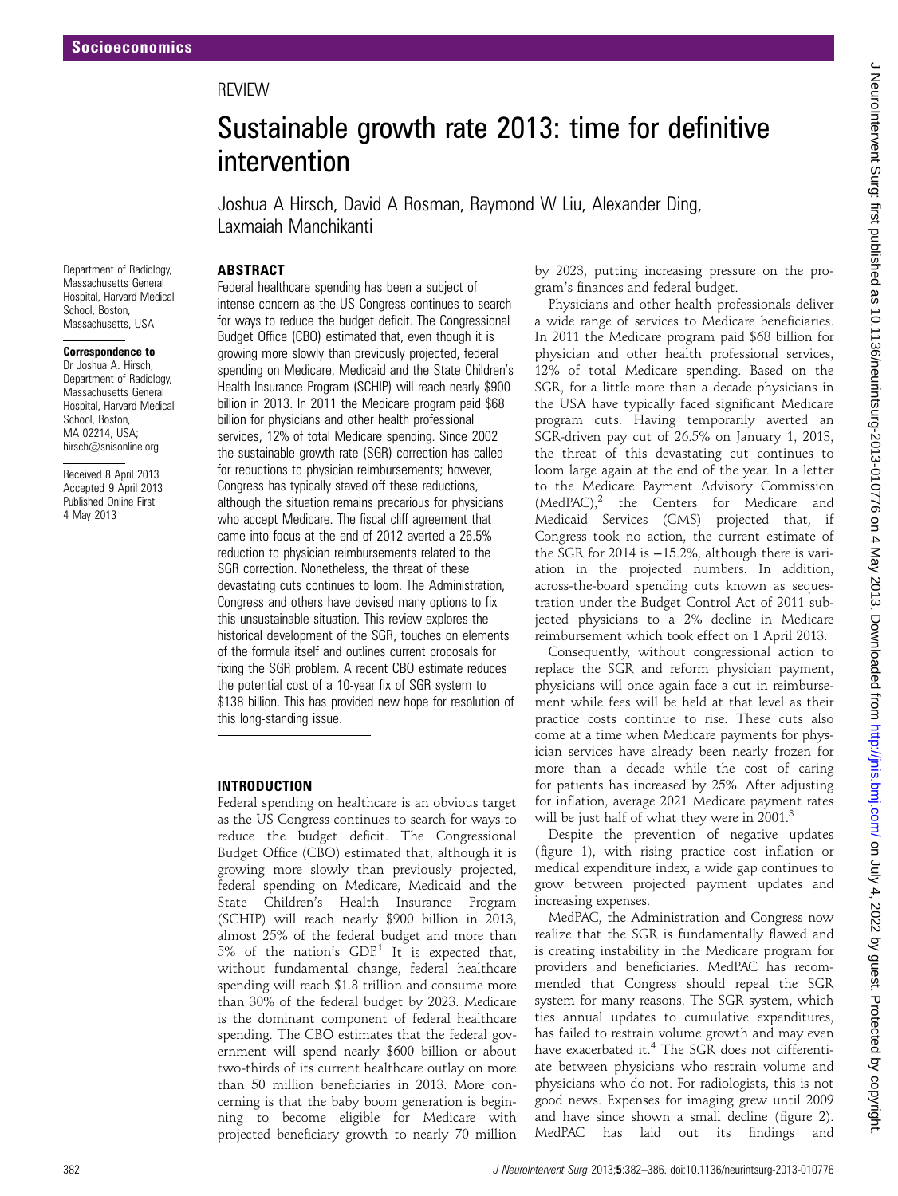# Socioeconomics

REVIEW

# Sustainable growth rate 2013: time for definitive intervention

Joshua A Hirsch, David A Rosman, Raymond W Liu, Alexander Ding, Laxmaiah Manchikanti

Department of Radiology, Massachusetts General Hospital, Harvard Medical School, Boston, Massachusetts, USA

**Correspondence to**
Dr Joshua A. Hirsch, Department of Radiology, Massachusetts General Hospital, Harvard Medical School, Boston, MA 02214, USA; hirsch@snisonline.org

Received 8 April 2013
Accepted 9 April 2013
Published Online First 4 May 2013

## ABSTRACT

Federal healthcare spending has been a subject of intense concern as the US Congress continues to search for ways to reduce the budget deficit. The Congressional Budget Office (CBO) estimated that, even though it is growing more slowly than previously projected, federal spending on Medicare, Medicaid and the State Children's Health Insurance Program (SCHIP) will reach nearly \$900 billion in 2013. In 2011 the Medicare program paid \$68 billion for physicians and other health professional services, 12% of total Medicare spending. Since 2002 the sustainable growth rate (SGR) correction has called for reductions to physician reimbursements; however, Congress has typically staved off these reductions, although the situation remains precarious for physicians who accept Medicare. The fiscal cliff agreement that came into focus at the end of 2012 averted a 26.5% reduction to physician reimbursements related to the SGR correction. Nonetheless, the threat of these devastating cuts continues to loom. The Administration, Congress and others have devised many options to fix this unsustainable situation. This review explores the historical development of the SGR, touches on elements of the formula itself and outlines current proposals for fixing the SGR problem. A recent CBO estimate reduces the potential cost of a 10-year fix of SGR system to \$138 billion. This has provided new hope for resolution of this long-standing issue.

## INTRODUCTION

Federal spending on healthcare is an obvious target as the US Congress continues to search for ways to reduce the budget deficit. The Congressional Budget Office (CBO) estimated that, although it is growing more slowly than previously projected, federal spending on Medicare, Medicaid and the State Children's Health Insurance Program (SCHIP) will reach nearly \$900 billion in 2013, almost 25% of the federal budget and more than 5% of the nation's GDP.[1] It is expected that, without fundamental change, federal healthcare spending will reach \$1.8 trillion and consume more than 30% of the federal budget by 2023. Medicare is the dominant component of federal healthcare spending. The CBO estimates that the federal government will spend nearly \$600 billion or about two-thirds of its current healthcare outlay on more than 50 million beneficiaries in 2013. More concerning is that the baby boom generation is beginning to become eligible for Medicare with projected beneficiary growth to nearly 70 million by 2023, putting increasing pressure on the program's finances and federal budget.

Physicians and other health professionals deliver a wide range of services to Medicare beneficiaries. In 2011 the Medicare program paid \$68 billion for physician and other health professional services, 12% of total Medicare spending. Based on the SGR, for a little more than a decade physicians in the USA have typically faced significant Medicare program cuts. Having temporarily averted an SGR-driven pay cut of 26.5% on January 1, 2013, the threat of this devastating cut continues to loom large again at the end of the year. In a letter to the Medicare Payment Advisory Commission (MedPAC),[2] the Centers for Medicare and Medicaid Services (CMS) projected that, if Congress took no action, the current estimate of the SGR for 2014 is −15.2%, although there is variation in the projected numbers. In addition, across-the-board spending cuts known as sequestration under the Budget Control Act of 2011 subjected physicians to a 2% decline in Medicare reimbursement which took effect on 1 April 2013.

Consequently, without congressional action to replace the SGR and reform physician payment, physicians will once again face a cut in reimbursement while fees will be held at that level as their practice costs continue to rise. These cuts also come at a time when Medicare payments for physician services have already been nearly frozen for more than a decade while the cost of caring for patients has increased by 25%. After adjusting for inflation, average 2021 Medicare payment rates will be just half of what they were in 2001.[3]

Despite the prevention of negative updates (figure 1), with rising practice cost inflation or medical expenditure index, a wide gap continues to grow between projected payment updates and increasing expenses.

MedPAC, the Administration and Congress now realize that the SGR is fundamentally flawed and is creating instability in the Medicare program for providers and beneficiaries. MedPAC has recommended that Congress should repeal the SGR system for many reasons. The SGR system, which ties annual updates to cumulative expenditures, has failed to restrain volume growth and may even have exacerbated it.[4] The SGR does not differentiate between physicians who restrain volume and physicians who do not. For radiologists, this is not good news. Expenses for imaging grew until 2009 and have since shown a small decline (figure 2). MedPAC has laid out its findings and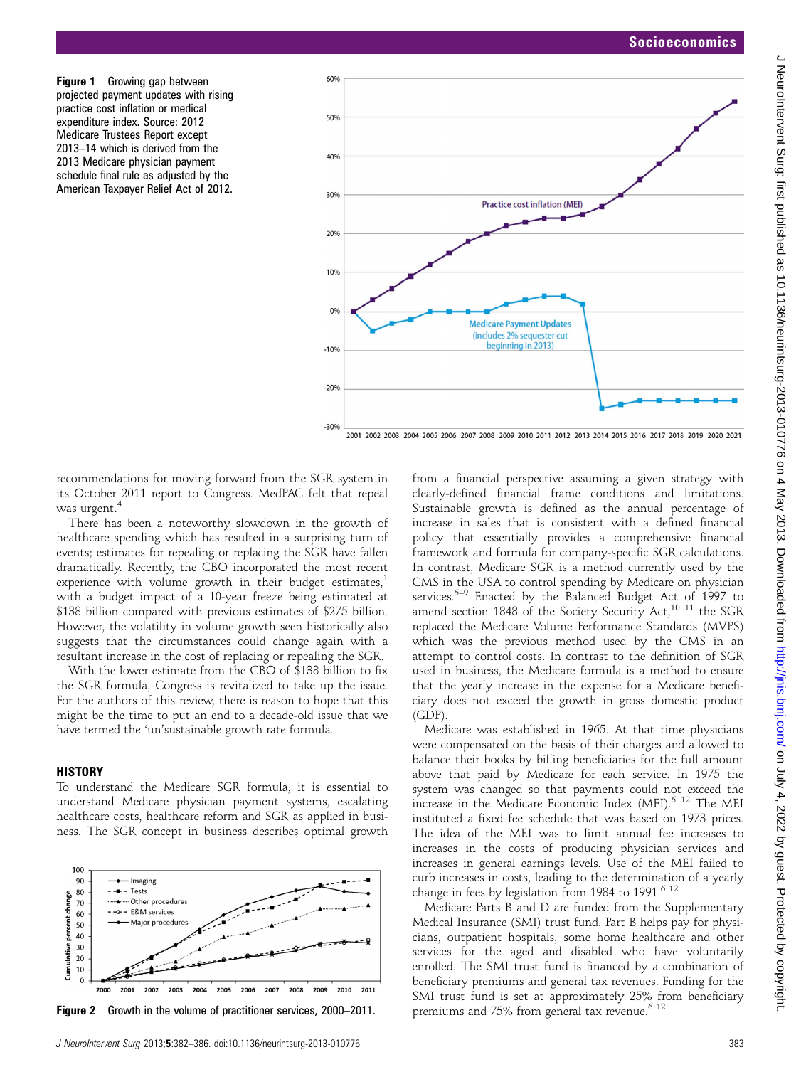Figure 1 Growing gap between projected payment updates with rising practice cost inflation or medical expenditure index. Source: 2012 Medicare Trustees Report except 2013–14 which is derived from the 2013 Medicare physician payment schedule final rule as adjusted by the American Taxpayer Relief Act of 2012.

recommendations for moving forward from the SGR system in its October 2011 report to Congress. MedPAC felt that repeal was urgent.[4]

There has been a noteworthy slowdown in the growth of healthcare spending which has resulted in a surprising turn of events; estimates for repealing or replacing the SGR have fallen dramatically. Recently, the CBO incorporated the most recent experience with volume growth in their budget estimates,[1] with a budget impact of a 10-year freeze being estimated at $138 billion compared with previous estimates of $275 billion. However, the volatility in volume growth seen historically also suggests that the circumstances could change again with a resultant increase in the cost of replacing or repealing the SGR.

With the lower estimate from the CBO of $138 billion to fix the SGR formula, Congress is revitalized to take up the issue. For the authors of this review, there is reason to hope that this might be the time to put an end to a decade-old issue that we have termed the 'un'sustainable growth rate formula.

## HISTORY

To understand the Medicare SGR formula, it is essential to understand Medicare physician payment systems, escalating healthcare costs, healthcare reform and SGR as applied in business. The SGR concept in business describes optimal growth

Figure 2 Growth in the volume of practitioner services, 2000–2011.

from a financial perspective assuming a given strategy with clearly-defined financial frame conditions and limitations. Sustainable growth is defined as the annual percentage of increase in sales that is consistent with a defined financial policy that essentially provides a comprehensive financial framework and formula for company-specific SGR calculations. In contrast, Medicare SGR is a method currently used by the CMS in the USA to control spending by Medicare on physician services.[5–9] Enacted by the Balanced Budget Act of 1997 to amend section 1848 of the Society Security Act,[10 11] the SGR replaced the Medicare Volume Performance Standards (MVPS) which was the previous method used by the CMS in an attempt to control costs. In contrast to the definition of SGR used in business, the Medicare formula is a method to ensure that the yearly increase in the expense for a Medicare beneficiary does not exceed the growth in gross domestic product (GDP).

Medicare was established in 1965. At that time physicians were compensated on the basis of their charges and allowed to balance their books by billing beneficiaries for the full amount above that paid by Medicare for each service. In 1975 the system was changed so that payments could not exceed the increase in the Medicare Economic Index (MEI).[6 12] The MEI instituted a fixed fee schedule that was based on 1973 prices. The idea of the MEI was to limit annual fee increases to increases in the costs of producing physician services and increases in general earnings levels. Use of the MEI failed to curb increases in costs, leading to the determination of a yearly change in fees by legislation from 1984 to 1991.[6 12]

Medicare Parts B and D are funded from the Supplementary Medical Insurance (SMI) trust fund. Part B helps pay for physicians, outpatient hospitals, some home healthcare and other services for the aged and disabled who have voluntarily enrolled. The SMI trust fund is financed by a combination of beneficiary premiums and general tax revenues. Funding for the SMI trust fund is set at approximately 25% from beneficiary premiums and 75% from general tax revenue.[6 12]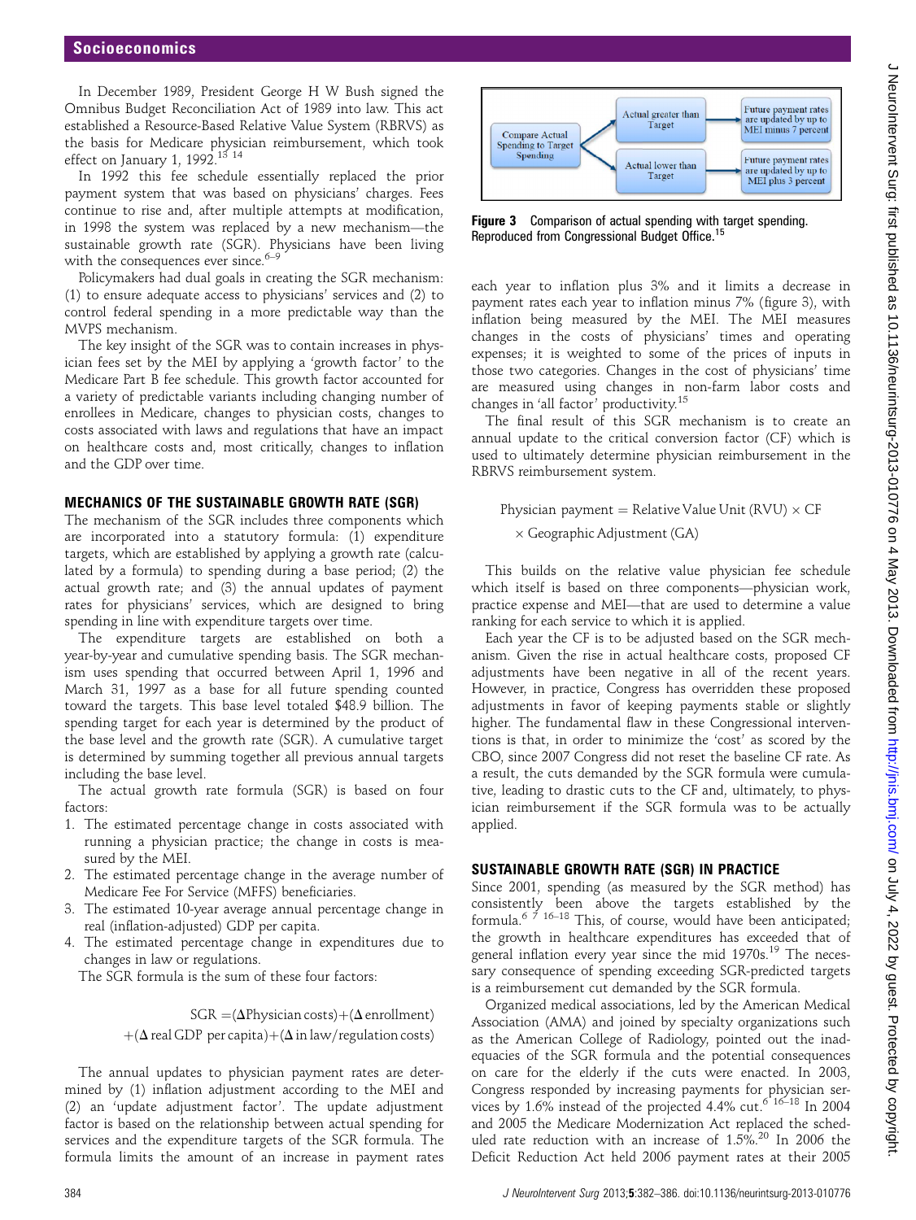In December 1989, President George H W Bush signed the Omnibus Budget Reconciliation Act of 1989 into law. This act established a Resource-Based Relative Value System (RBRVS) as the basis for Medicare physician reimbursement, which took effect on January 1, 1992.[13 14]

In 1992 this fee schedule essentially replaced the prior payment system that was based on physicians' charges. Fees continue to rise and, after multiple attempts at modification, in 1998 the system was replaced by a new mechanism—the sustainable growth rate (SGR). Physicians have been living with the consequences ever since.[6–9]

Policymakers had dual goals in creating the SGR mechanism: (1) to ensure adequate access to physicians' services and (2) to control federal spending in a more predictable way than the MVPS mechanism.

The key insight of the SGR was to contain increases in physician fees set by the MEI by applying a 'growth factor' to the Medicare Part B fee schedule. This growth factor accounted for a variety of predictable variants including changing number of enrollees in Medicare, changes to physician costs, changes to costs associated with laws and regulations that have an impact on healthcare costs and, most critically, changes to inflation and the GDP over time.

## MECHANICS OF THE SUSTAINABLE GROWTH RATE (SGR)

The mechanism of the SGR includes three components which are incorporated into a statutory formula: (1) expenditure targets, which are established by applying a growth rate (calculated by a formula) to spending during a base period; (2) the actual growth rate; and (3) the annual updates of payment rates for physicians' services, which are designed to bring spending in line with expenditure targets over time.

The expenditure targets are established on both a year-by-year and cumulative spending basis. The SGR mechanism uses spending that occurred between April 1, 1996 and March 31, 1997 as a base for all future spending counted toward the targets. This base level totaled $48.9 billion. The spending target for each year is determined by the product of the base level and the growth rate (SGR). A cumulative target is determined by summing together all previous annual targets including the base level.

The actual growth rate formula (SGR) is based on four factors:

1. The estimated percentage change in costs associated with running a physician practice; the change in costs is measured by the MEI.
2. The estimated percentage change in the average number of Medicare Fee For Service (MFFS) beneficiaries.
3. The estimated 10-year average annual percentage change in real (inflation-adjusted) GDP per capita.
4. The estimated percentage change in expenditures due to changes in law or regulations.

The SGR formula is the sum of these four factors:

$$\text{SGR} = (\Delta\text{Physician costs}) + (\Delta\,\text{enrollment}) + (\Delta\,\text{real GDP per capita}) + (\Delta\text{ in law/regulation costs})$$

The annual updates to physician payment rates are determined by (1) inflation adjustment according to the MEI and (2) an 'update adjustment factor'. The update adjustment factor is based on the relationship between actual spending for services and the expenditure targets of the SGR formula. The formula limits the amount of an increase in payment rates each year to inflation plus 3% and it limits a decrease in payment rates each year to inflation minus 7% (figure 3), with inflation being measured by the MEI. The MEI measures changes in the costs of physicians' times and operating expenses; it is weighted to some of the prices of inputs in those two categories. Changes in the cost of physicians' time are measured using changes in non-farm labor costs and changes in 'all factor' productivity.[15]

Compare Actual Spending to Target Spending → Actual greater than Target → Future payment rates are updated by up to MEI minus 7 percent

Compare Actual Spending to Target Spending → Actual lower than Target → Future payment rates are updated by up to MEI plus 3 percent

**Figure 3** Comparison of actual spending with target spending. Reproduced from Congressional Budget Office.[15]

The final result of this SGR mechanism is to create an annual update to the critical conversion factor (CF) which is used to ultimately determine physician reimbursement in the RBRVS reimbursement system.

$$\text{Physician payment} = \text{Relative Value Unit (RVU)} \times \text{CF} \times \text{Geographic Adjustment (GA)}$$

This builds on the relative value physician fee schedule which itself is based on three components—physician work, practice expense and MEI—that are used to determine a value ranking for each service to which it is applied.

Each year the CF is to be adjusted based on the SGR mechanism. Given the rise in actual healthcare costs, proposed CF adjustments have been negative in all of the recent years. However, in practice, Congress has overridden these proposed adjustments in favor of keeping payments stable or slightly higher. The fundamental flaw in these Congressional interventions is that, in order to minimize the 'cost' as scored by the CBO, since 2007 Congress did not reset the baseline CF rate. As a result, the cuts demanded by the SGR formula were cumulative, leading to drastic cuts to the CF and, ultimately, to physician reimbursement if the SGR formula was to be actually applied.

## SUSTAINABLE GROWTH RATE (SGR) IN PRACTICE

Since 2001, spending (as measured by the SGR method) has consistently been above the targets established by the formula.[6 7 16–18] This, of course, would have been anticipated; the growth in healthcare expenditures has exceeded that of general inflation every year since the mid 1970s.[19] The necessary consequence of spending exceeding SGR-predicted targets is a reimbursement cut demanded by the SGR formula.

Organized medical associations, led by the American Medical Association (AMA) and joined by specialty organizations such as the American College of Radiology, pointed out the inadequacies of the SGR formula and the potential consequences on care for the elderly if the cuts were enacted. In 2003, Congress responded by increasing payments for physician services by 1.6% instead of the projected 4.4% cut.[6 16–18] In 2004 and 2005 the Medicare Modernization Act replaced the scheduled rate reduction with an increase of 1.5%.[20] In 2006 the Deficit Reduction Act held 2006 payment rates at their 2005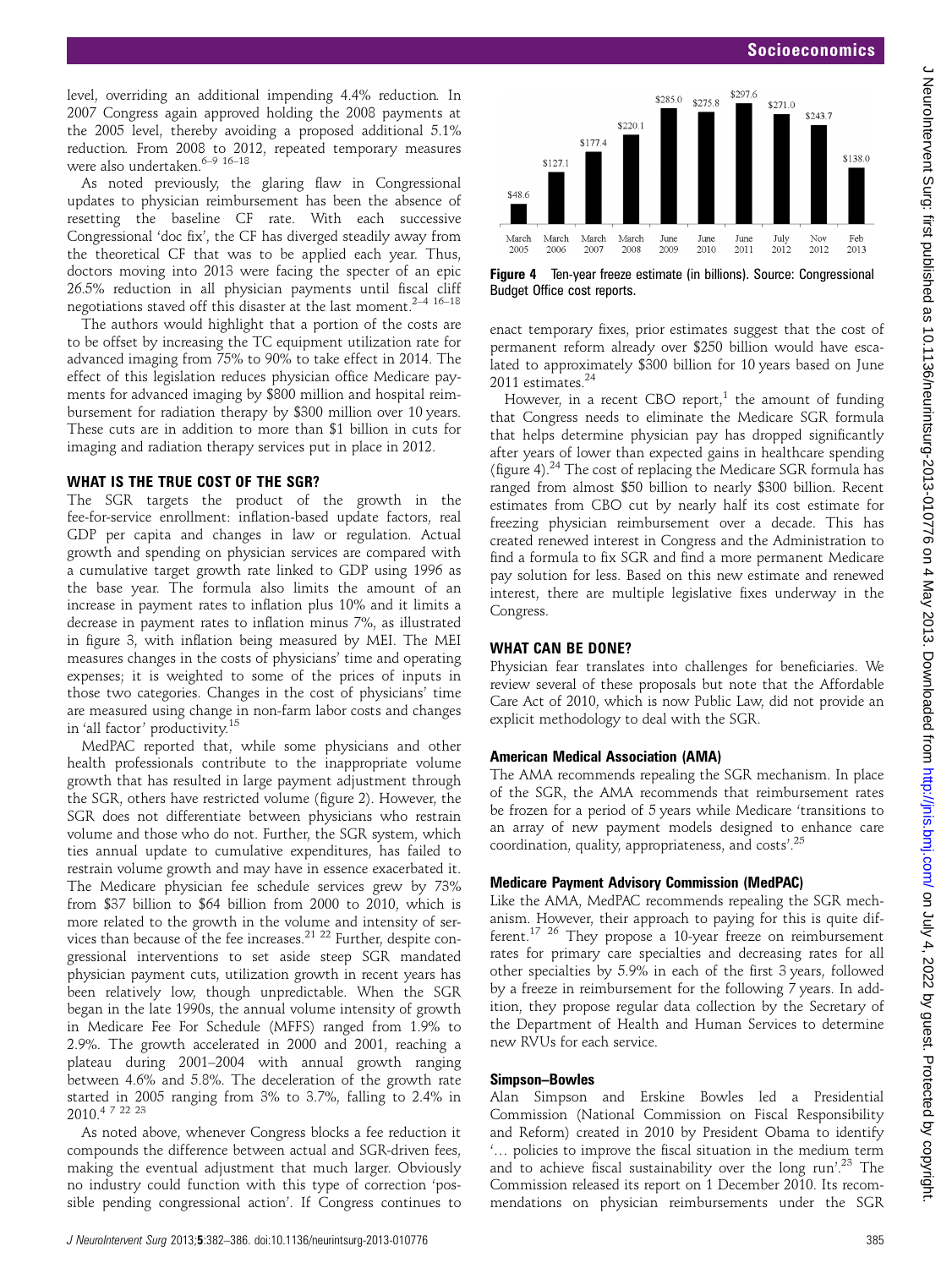level, overriding an additional impending 4.4% reduction. In 2007 Congress again approved holding the 2008 payments at the 2005 level, thereby avoiding a proposed additional 5.1% reduction. From 2008 to 2012, repeated temporary measures were also undertaken.[6–9 16–18]

As noted previously, the glaring flaw in Congressional updates to physician reimbursement has been the absence of resetting the baseline CF rate. With each successive Congressional 'doc fix', the CF has diverged steadily away from the theoretical CF that was to be applied each year. Thus, doctors moving into 2013 were facing the specter of an epic 26.5% reduction in all physician payments until fiscal cliff negotiations staved off this disaster at the last moment.[2–4 16–18]

The authors would highlight that a portion of the costs are to be offset by increasing the TC equipment utilization rate for advanced imaging from 75% to 90% to take effect in 2014. The effect of this legislation reduces physician office Medicare payments for advanced imaging by \$800 million and hospital reimbursement for radiation therapy by \$300 million over 10 years. These cuts are in addition to more than \$1 billion in cuts for imaging and radiation therapy services put in place in 2012.

## WHAT IS THE TRUE COST OF THE SGR?

The SGR targets the product of the growth in the fee-for-service enrollment: inflation-based update factors, real GDP per capita and changes in law or regulation. Actual growth and spending on physician services are compared with a cumulative target growth rate linked to GDP using 1996 as the base year. The formula also limits the amount of an increase in payment rates to inflation plus 10% and it limits a decrease in payment rates to inflation minus 7%, as illustrated in figure 3, with inflation being measured by MEI. The MEI measures changes in the costs of physicians' time and operating expenses; it is weighted to some of the prices of inputs in those two categories. Changes in the cost of physicians' time are measured using change in non-farm labor costs and changes in 'all factor' productivity.[15]

MedPAC reported that, while some physicians and other health professionals contribute to the inappropriate volume growth that has resulted in large payment adjustment through the SGR, others have restricted volume (figure 2). However, the SGR does not differentiate between physicians who restrain volume and those who do not. Further, the SGR system, which ties annual update to cumulative expenditures, has failed to restrain volume growth and may have in essence exacerbated it. The Medicare physician fee schedule services grew by 73% from \$37 billion to \$64 billion from 2000 to 2010, which is more related to the growth in the volume and intensity of services than because of the fee increases.[21 22] Further, despite congressional interventions to set aside steep SGR mandated physician payment cuts, utilization growth in recent years has been relatively low, though unpredictable. When the SGR began in the late 1990s, the annual volume intensity of growth in Medicare Fee For Schedule (MFFS) ranged from 1.9% to 2.9%. The growth accelerated in 2000 and 2001, reaching a plateau during 2001–2004 with annual growth ranging between 4.6% and 5.8%. The deceleration of the growth rate started in 2005 ranging from 3% to 3.7%, falling to 2.4% in 2010.[4 7 22 23]

As noted above, whenever Congress blocks a fee reduction it compounds the difference between actual and SGR-driven fees, making the eventual adjustment that much larger. Obviously no industry could function with this type of correction 'possible pending congressional action'. If Congress continues to enact temporary fixes, prior estimates suggest that the cost of permanent reform already over \$250 billion would have escalated to approximately \$300 billion for 10 years based on June 2011 estimates.[24]

| March 2005 | March 2006 | March 2007 | March 2008 | June 2009 | June 2010 | June 2011 | July 2012 | Nov 2012 | Feb 2013 |
|---|---|---|---|---|---|---|---|---|---|
| \$48.6 | \$127.1 | \$177.4 | \$220.1 | \$285.0 | \$275.8 | \$297.6 | \$271.0 | \$243.7 | \$138.0 |

**Figure 4** Ten-year freeze estimate (in billions). Source: Congressional Budget Office cost reports.

However, in a recent CBO report,[1] the amount of funding that Congress needs to eliminate the Medicare SGR formula that helps determine physician pay has dropped significantly after years of lower than expected gains in healthcare spending (figure 4).[24] The cost of replacing the Medicare SGR formula has ranged from almost \$50 billion to nearly \$300 billion. Recent estimates from CBO cut by nearly half its cost estimate for freezing physician reimbursement over a decade. This has created renewed interest in Congress and the Administration to find a formula to fix SGR and find a more permanent Medicare pay solution for less. Based on this new estimate and renewed interest, there are multiple legislative fixes underway in the Congress.

## WHAT CAN BE DONE?

Physician fear translates into challenges for beneficiaries. We review several of these proposals but note that the Affordable Care Act of 2010, which is now Public Law, did not provide an explicit methodology to deal with the SGR.

### American Medical Association (AMA)

The AMA recommends repealing the SGR mechanism. In place of the SGR, the AMA recommends that reimbursement rates be frozen for a period of 5 years while Medicare 'transitions to an array of new payment models designed to enhance care coordination, quality, appropriateness, and costs'.[25]

### Medicare Payment Advisory Commission (MedPAC)

Like the AMA, MedPAC recommends repealing the SGR mechanism. However, their approach to paying for this is quite different.[17 26] They propose a 10-year freeze on reimbursement rates for primary care specialties and decreasing rates for all other specialties by 5.9% in each of the first 3 years, followed by a freeze in reimbursement for the following 7 years. In addition, they propose regular data collection by the Secretary of the Department of Health and Human Services to determine new RVUs for each service.

### Simpson–Bowles

Alan Simpson and Erskine Bowles led a Presidential Commission (National Commission on Fiscal Responsibility and Reform) created in 2010 by President Obama to identify '... policies to improve the fiscal situation in the medium term and to achieve fiscal sustainability over the long run'.[23] The Commission released its report on 1 December 2010. Its recommendations on physician reimbursements under the SGR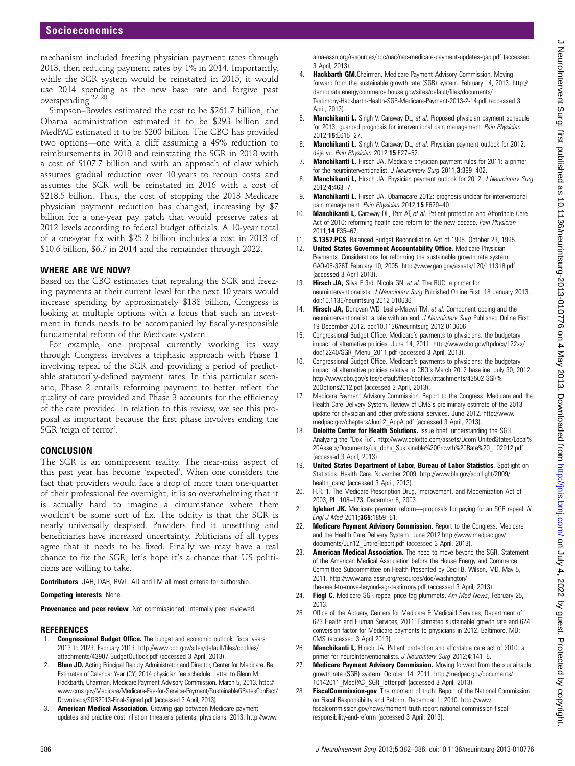mechanism included freezing physician payment rates through 2013, then reducing payment rates by 1% in 2014. Importantly, while the SGR system would be reinstated in 2015, it would use 2014 spending as the new base rate and forgive past overspending.[27 28]

Simpson–Bowles estimated the cost to be \$261.7 billion, the Obama administration estimated it to be \$293 billion and MedPAC estimated it to be \$200 billion. The CBO has provided two options—one with a cliff assuming a 49% reduction to reimbursements in 2018 and reinstating the SGR in 2018 with a cost of \$107.7 billion and with an approach of claw which assumes gradual reduction over 10 years to recoup costs and assumes the SGR will be reinstated in 2016 with a cost of \$218.5 billion. Thus, the cost of stopping the 2013 Medicare physician payment reduction has changed, increasing by \$7 billion for a one-year pay patch that would preserve rates at 2012 levels according to federal budget officials. A 10-year total of a one-year fix with \$25.2 billion includes a cost in 2013 of \$10.6 billion, \$6.7 in 2014 and the remainder through 2022.

## WHERE ARE WE NOW?

Based on the CBO estimates that repealing the SGR and freezing payments at their current level for the next 10 years would increase spending by approximately \$138 billion, Congress is looking at multiple options with a focus that such an investment in funds needs to be accompanied by fiscally-responsible fundamental reform of the Medicare system.

For example, one proposal currently working its way through Congress involves a triphasic approach with Phase 1 involving repeal of the SGR and providing a period of predictable statutorily-defined payment rates. In this particular scenario, Phase 2 entails reforming payment to better reflect the quality of care provided and Phase 3 accounts for the efficiency of the care provided. In relation to this review, we see this proposal as important because the first phase involves ending the SGR 'reign of terror'.

## CONCLUSION

The SGR is an omnipresent reality. The near-miss aspect of this past year has become 'expected'. When one considers the fact that providers would face a drop of more than one-quarter of their professional fee overnight, it is so overwhelming that it is actually hard to imagine a circumstance where there wouldn't be some sort of fix. The oddity is that the SGR is nearly universally despised. Providers find it unsettling and beneficiaries have increased uncertainty. Politicians of all types agree that it needs to be fixed. Finally we may have a real chance to fix the SGR; let's hope it's a chance that US politicians are willing to take.

**Contributors** JAH, DAR, RWL, AD and LM all meet criteria for authorship.

**Competing interests** None.

**Provenance and peer review** Not commissioned; internally peer reviewed.

## REFERENCES

1. **Congressional Budget Office.** The budget and economic outlook: fiscal years 2013 to 2023. February 2013. http://www.cbo.gov/sites/default/files/cbofiles/attachments/43907-BudgetOutlook.pdf (accessed 3 April, 2013).
2. **Blum JD.** Acting Principal Deputy Administrator and Director, Center for Medicare. Re: Estimates of Calendar Year (CY) 2014 physician fee schedule. Letter to Glenn M Hackbarth, Chairman, Medicare Payment Advisory Commission. March 5, 2013. http://www.cms.gov/Medicare/Medicare-Fee-for-Service-Payment/SustainableGRatesConFact/Downloads/SGR2013-Final-Signed.pdf (accessed 3 April, 2013).
3. **American Medical Association.** Growing gap between Medicare payment updates and practice cost inflation threatens patients, physicians. 2013. http://www.ama-assn.org/resources/doc/nac/nac-medicare-payment-updates-gap.pdf (accessed 3 April, 2013).
4. **Hackbarth GM.** Chairman, Medicare Payment Advisory Commission. Moving forward from the sustainable growth rate (SGR) system. February 14, 2013. http://democrats.energycommerce.house.gov/sites/default/files/documents/Testimony-Hackbarth-Health-SGR-Medicare-Payment-2013-2-14.pdf (accessed 3 April, 2013).
5. **Manchikanti L,** Singh V, Caraway DL, *et al*. Proposed physician payment schedule for 2013: guarded prognosis for interventional pain management. *Pain Physician* 2012;**15**:E615–27.
6. **Manchikanti L,** Singh V, Caraway DL, *et al*. Physician payment outlook for 2012: déjà vu. *Pain Physician* 2012;**15**:E27–52.
7. **Manchikanti L,** Hirsch JA. Medicare physician payment rules for 2011: a primer for the neurointerventionalist. *J Neurointerv Surg* 2011;**3**:399–402.
8. **Manchikanti L,** Hirsch JA. Physician payment outlook for 2012. *J Neurointerv Surg* 2012;**4**:463–7.
9. **Manchikanti L,** Hirsch JA. Obamacare 2012: prognosis unclear for interventional pain management. *Pain Physician* 2012;**15**:E629–40.
10. **Manchikanti L,** Caraway DL, Parr AT, *et al*. Patient protection and Affordable Care Act of 2010: reforming health care reform for the new decade. *Pain Physician* 2011;**14**:E35–67.
11. **S.1357.PCS**. Balanced Budget Reconciliation Act of 1995. October 23, 1995.
12. **United States Government Accountability Office**. Medicare Physician Payments: Considerations for reforming the sustainable growth rate system. GAO-05-326T. February 10, 2005. http://www.gao.gov/assets/120/111318.pdf (accessed 3 April 2013).
13. **Hirsch JA,** Silva E 3rd, Nicola GN, *et al*. The RUC: a primer for neurointerventionalists. *J Neurointerv Surg* Published Online First: 18 January 2013. doi:10.1136/neurintsurg-2012-010636
14. **Hirsch JA,** Donovan WD, Leslie-Mazwi TM, *et al*. Component coding and the neurointerventionalist: a tale with an end. *J Neurointerv Surg* Published Online First: 19 December 2012. doi:10.1136/neurintsurg-2012-010606
15. Congressional Budget Office. Medicare's payments to physicians: the budgetary impact of alternative policies. June 14, 2011. http://www.cbo.gov/ftpdocs/122xx/doc12240/SGR_Menu_2011.pdf (accessed 3 April, 2013).
16. Congressional Budget Office. Medicare's payments to physicians: the budgetary impact of alternative policies relative to CBO's March 2012 baseline. July 30, 2012. http://www.cbo.gov/sites/default/files/cbofiles/attachments/43502-SGR%20Options2012.pdf (accessed 3 April, 2013).
17. Medicare Payment Advisory Commission. Report to the Congress: Medicare and the Health Care Delivery System. Review of CMS's preliminary estimate of the 2013 update for physician and other professional services. June 2012. http://www.medpac.gov/chapters/Jun12_AppA.pdf (accessed 3 April, 2013).
18. **Deloitte Center for Health Solutions.** Issue brief: understanding the SGR. Analyzing the "Dox Fix". http://www.deloitte.com/assets/Dcom-UnitedStates/Local%20Assets/Documents/us_dchs_Sustainable%20Growth%20Rate%20_102912.pdf (accessed 3 April, 2013).
19. **United States Department of Labor, Bureau of Labor Statistics**. Spotlight on Statistics: Health Care. November 2009. http://www.bls.gov/spotlight/2009/health_care/ (accessed 3 April, 2013).
20. H.R. 1. The Medicare Prescription Drug, Improvement, and Modernization Act of 2003, P.L. 108–173, December 8, 2003.
21. **Iglehart JK.** Medicare payment reform—proposals for paying for an SGR repeal. *N Engl J Med* 2011;**365**:1859–61.
22. **Medicare Payment Advisory Commission.** Report to the Congress. Medicare and the Health Care Delivery System. June 2012.http://www.medpac.gov/documents/Jun12_EntireReport.pdf (accessed 3 April, 2013).
23. **American Medical Association.** The need to move beyond the SGR. Statement of the American Medical Association before the House Energy and Commerce Committee Subcommittee on Health Presented by Cecil B. Wilson, MD, May 5, 2011. http://www.ama-assn.org/resources/doc/washington/the-need-to-move-beyond-sgr-testimony.pdf (accessed 3 April, 2013).
24. **Fiegl C.** Medicare SGR repeal price tag plummets. *Am Med News*, February 25, 2013.
25. Office of the Actuary, Centers for Medicare & Medicaid Services, Department of 623 Health and Human Services, 2011. Estimated sustainable growth rate and 624 conversion factor for Medicare payments to physicians in 2012. Baltimore, MD: CMS (accessed 3 April 2013).
26. **Manchikanti L,** Hirsch JA. Patient protection and affordable care act of 2010: a primer for neurolnterventionalists. *J Neurointerv Surg* 2012;**4**:141–6.
27. **Medicare Payment Advisory Commission.** Moving forward from the sustainable growth rate (SGR) system. October 14, 2011. http://medpac.gov/documents/10142011_MedPAC_SGR_letter.pdf (accessed 3 April, 2013).
28. **FiscalCommission-gov**. The moment of truth: Report of the National Commission on Fiscal Responsibility and Reform. December 1, 2010. http://www.fiscalcommission.gov/news/moment-truth-report-national-commission-fiscal-responsibility-and-reform (accessed 3 April, 2013).